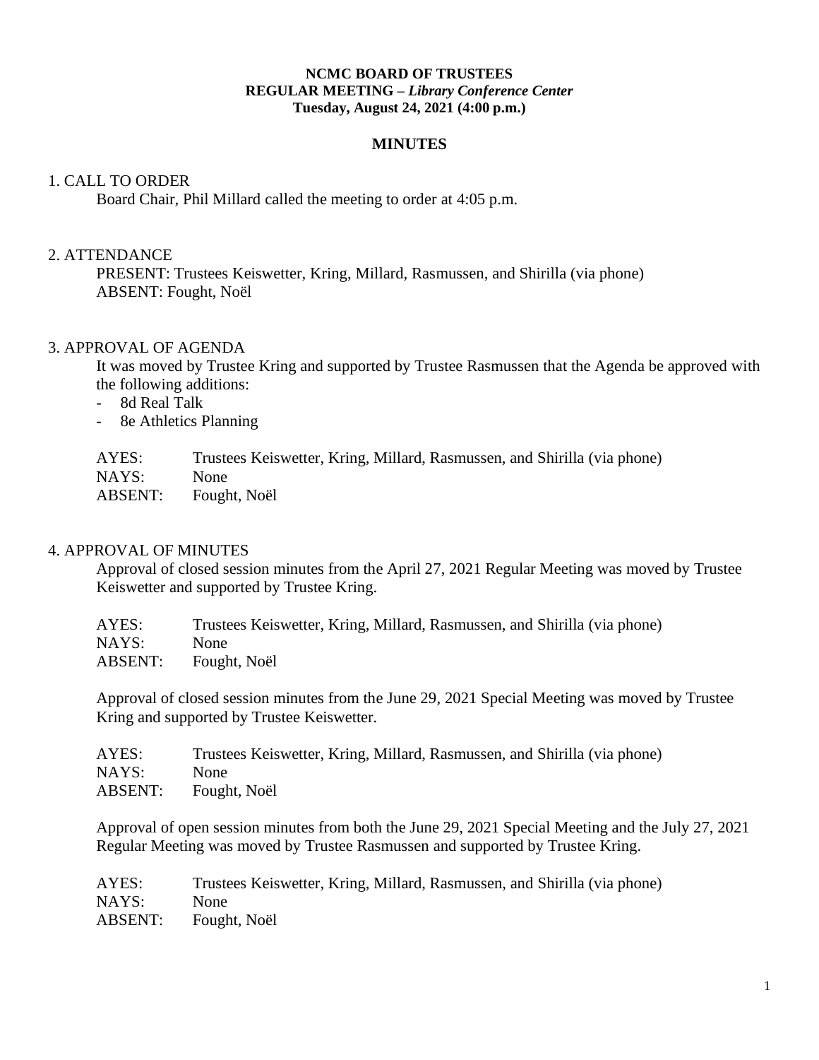**NCMC BOARD OF TRUSTEES**
**REGULAR MEETING –** ***Library Conference Center***
**Tuesday, August 24, 2021 (4:00 p.m.)**

## MINUTES

1. CALL TO ORDER

Board Chair, Phil Millard called the meeting to order at 4:05 p.m.

2. ATTENDANCE

PRESENT: Trustees Keiswetter, Kring, Millard, Rasmussen, and Shirilla (via phone)
ABSENT: Fought, Noël

3. APPROVAL OF AGENDA

It was moved by Trustee Kring and supported by Trustee Rasmussen that the Agenda be approved with the following additions:

- 8d Real Talk
- 8e Athletics Planning

AYES: Trustees Keiswetter, Kring, Millard, Rasmussen, and Shirilla (via phone)
NAYS: None
ABSENT: Fought, Noël

4. APPROVAL OF MINUTES

Approval of closed session minutes from the April 27, 2021 Regular Meeting was moved by Trustee Keiswetter and supported by Trustee Kring.

AYES: Trustees Keiswetter, Kring, Millard, Rasmussen, and Shirilla (via phone)
NAYS: None
ABSENT: Fought, Noël

Approval of closed session minutes from the June 29, 2021 Special Meeting was moved by Trustee Kring and supported by Trustee Keiswetter.

AYES: Trustees Keiswetter, Kring, Millard, Rasmussen, and Shirilla (via phone)
NAYS: None
ABSENT: Fought, Noël

Approval of open session minutes from both the June 29, 2021 Special Meeting and the July 27, 2021 Regular Meeting was moved by Trustee Rasmussen and supported by Trustee Kring.

AYES: Trustees Keiswetter, Kring, Millard, Rasmussen, and Shirilla (via phone)
NAYS: None
ABSENT: Fought, Noël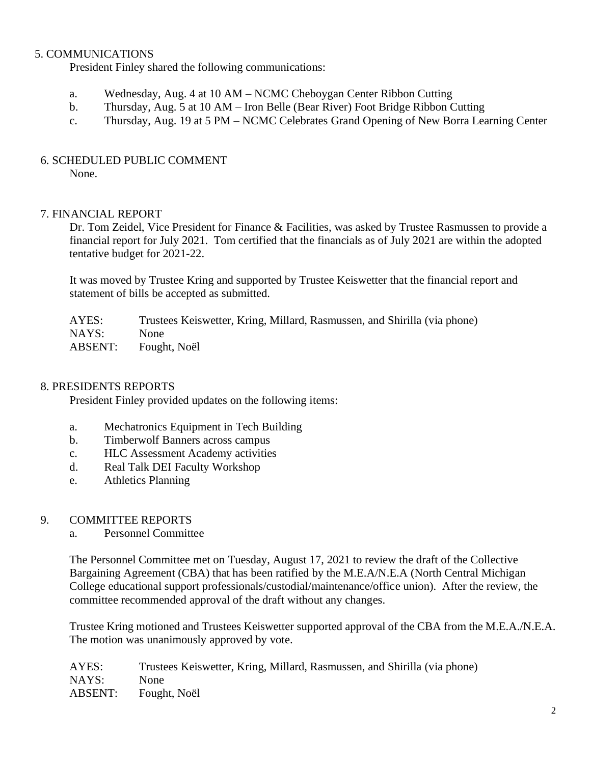## 5. COMMUNICATIONS

President Finley shared the following communications:

a. Wednesday, Aug. 4 at 10 AM – NCMC Cheboygan Center Ribbon Cutting
b. Thursday, Aug. 5 at 10 AM – Iron Belle (Bear River) Foot Bridge Ribbon Cutting
c. Thursday, Aug. 19 at 5 PM – NCMC Celebrates Grand Opening of New Borra Learning Center

## 6. SCHEDULED PUBLIC COMMENT

None.

## 7. FINANCIAL REPORT

Dr. Tom Zeidel, Vice President for Finance & Facilities, was asked by Trustee Rasmussen to provide a financial report for July 2021. Tom certified that the financials as of July 2021 are within the adopted tentative budget for 2021-22.

It was moved by Trustee Kring and supported by Trustee Keiswetter that the financial report and statement of bills be accepted as submitted.

| | |
|---|---|
| AYES: | Trustees Keiswetter, Kring, Millard, Rasmussen, and Shirilla (via phone) |
| NAYS: | None |
| ABSENT: | Fought, Noël |

## 8. PRESIDENTS REPORTS

President Finley provided updates on the following items:

a. Mechatronics Equipment in Tech Building
b. Timberwolf Banners across campus
c. HLC Assessment Academy activities
d. Real Talk DEI Faculty Workshop
e. Athletics Planning

## 9. COMMITTEE REPORTS

a. Personnel Committee

The Personnel Committee met on Tuesday, August 17, 2021 to review the draft of the Collective Bargaining Agreement (CBA) that has been ratified by the M.E.A/N.E.A (North Central Michigan College educational support professionals/custodial/maintenance/office union). After the review, the committee recommended approval of the draft without any changes.

Trustee Kring motioned and Trustees Keiswetter supported approval of the CBA from the M.E.A./N.E.A. The motion was unanimously approved by vote.

| | |
|---|---|
| AYES: | Trustees Keiswetter, Kring, Millard, Rasmussen, and Shirilla (via phone) |
| NAYS: | None |
| ABSENT: | Fought, Noël |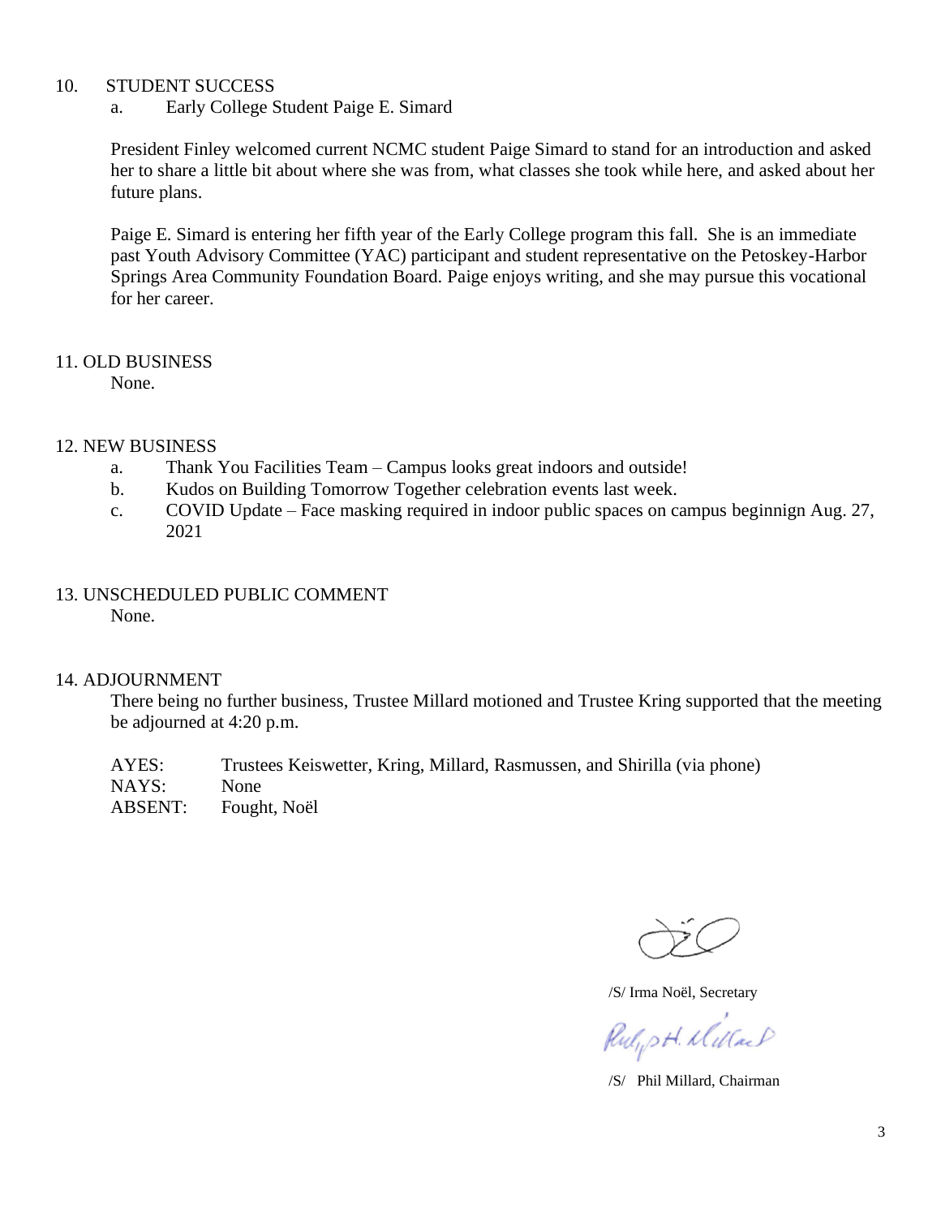10. STUDENT SUCCESS

    a. Early College Student Paige E. Simard

    President Finley welcomed current NCMC student Paige Simard to stand for an introduction and asked her to share a little bit about where she was from, what classes she took while here, and asked about her future plans.

    Paige E. Simard is entering her fifth year of the Early College program this fall. She is an immediate past Youth Advisory Committee (YAC) participant and student representative on the Petoskey-Harbor Springs Area Community Foundation Board. Paige enjoys writing, and she may pursue this vocational for her career.

11. OLD BUSINESS

    None.

12. NEW BUSINESS

    a. Thank You Facilities Team – Campus looks great indoors and outside!
    b. Kudos on Building Tomorrow Together celebration events last week.
    c. COVID Update – Face masking required in indoor public spaces on campus beginnign Aug. 27, 2021

13. UNSCHEDULED PUBLIC COMMENT

    None.

14. ADJOURNMENT

    There being no further business, Trustee Millard motioned and Trustee Kring supported that the meeting be adjourned at 4:20 p.m.

| | |
|---|---|
| AYES: | Trustees Keiswetter, Kring, Millard, Rasmussen, and Shirilla (via phone) |
| NAYS: | None |
| ABSENT: | Fought, Noël |

/S/ Irma Noël, Secretary

/S/ Phil Millard, Chairman